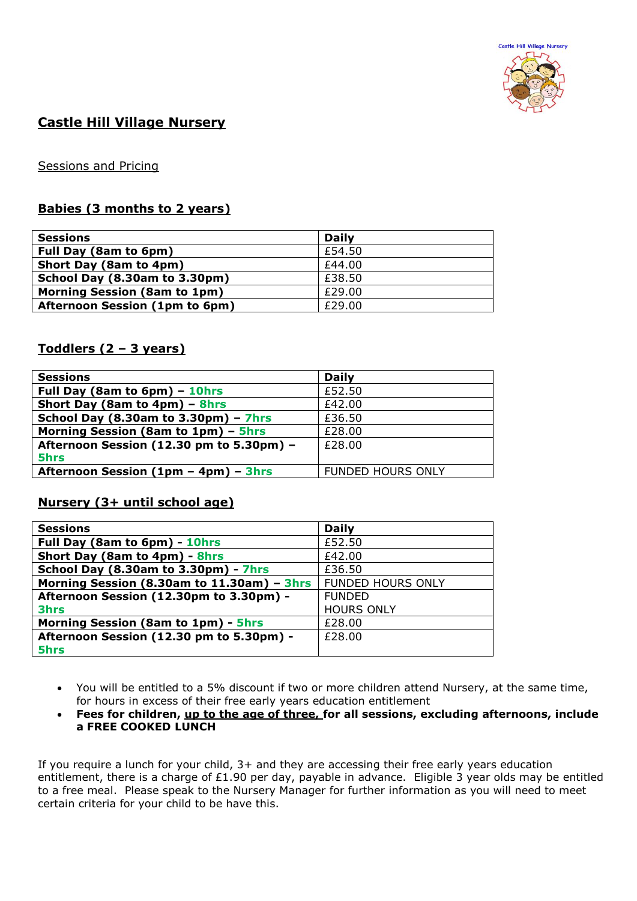# Castle Hill Village Nursery

Sessions and Pricing

## Babies (3 months to 2 years)

| Sessions | Daily |
|---|---|
| **Full Day (8am to 6pm)** | £54.50 |
| **Short Day (8am to 4pm)** | £44.00 |
| **School Day (8.30am to 3.30pm)** | £38.50 |
| **Morning Session (8am to 1pm)** | £29.00 |
| **Afternoon Session (1pm to 6pm)** | £29.00 |

## Toddlers (2 – 3 years)

| Sessions | Daily |
|---|---|
| **Full Day (8am to 6pm) – 10hrs** | £52.50 |
| **Short Day (8am to 4pm) – 8hrs** | £42.00 |
| **School Day (8.30am to 3.30pm) – 7hrs** | £36.50 |
| **Morning Session (8am to 1pm) – 5hrs** | £28.00 |
| **Afternoon Session (12.30 pm to 5.30pm) – 5hrs** | £28.00 |
| **Afternoon Session (1pm – 4pm) – 3hrs** | FUNDED HOURS ONLY |

## Nursery (3+ until school age)

| Sessions | Daily |
|---|---|
| **Full Day (8am to 6pm) - 10hrs** | £52.50 |
| **Short Day (8am to 4pm) - 8hrs** | £42.00 |
| **School Day (8.30am to 3.30pm) - 7hrs** | £36.50 |
| **Morning Session (8.30am to 11.30am) – 3hrs** | FUNDED HOURS ONLY |
| **Afternoon Session (12.30pm to 3.30pm) - 3hrs** | FUNDED HOURS ONLY |
| **Morning Session (8am to 1pm) - 5hrs** | £28.00 |
| **Afternoon Session (12.30 pm to 5.30pm) - 5hrs** | £28.00 |

- You will be entitled to a 5% discount if two or more children attend Nursery, at the same time, for hours in excess of their free early years education entitlement
- **Fees for children, up to the age of three, for all sessions, excluding afternoons, include a FREE COOKED LUNCH**

If you require a lunch for your child, 3+ and they are accessing their free early years education entitlement, there is a charge of £1.90 per day, payable in advance. Eligible 3 year olds may be entitled to a free meal. Please speak to the Nursery Manager for further information as you will need to meet certain criteria for your child to be have this.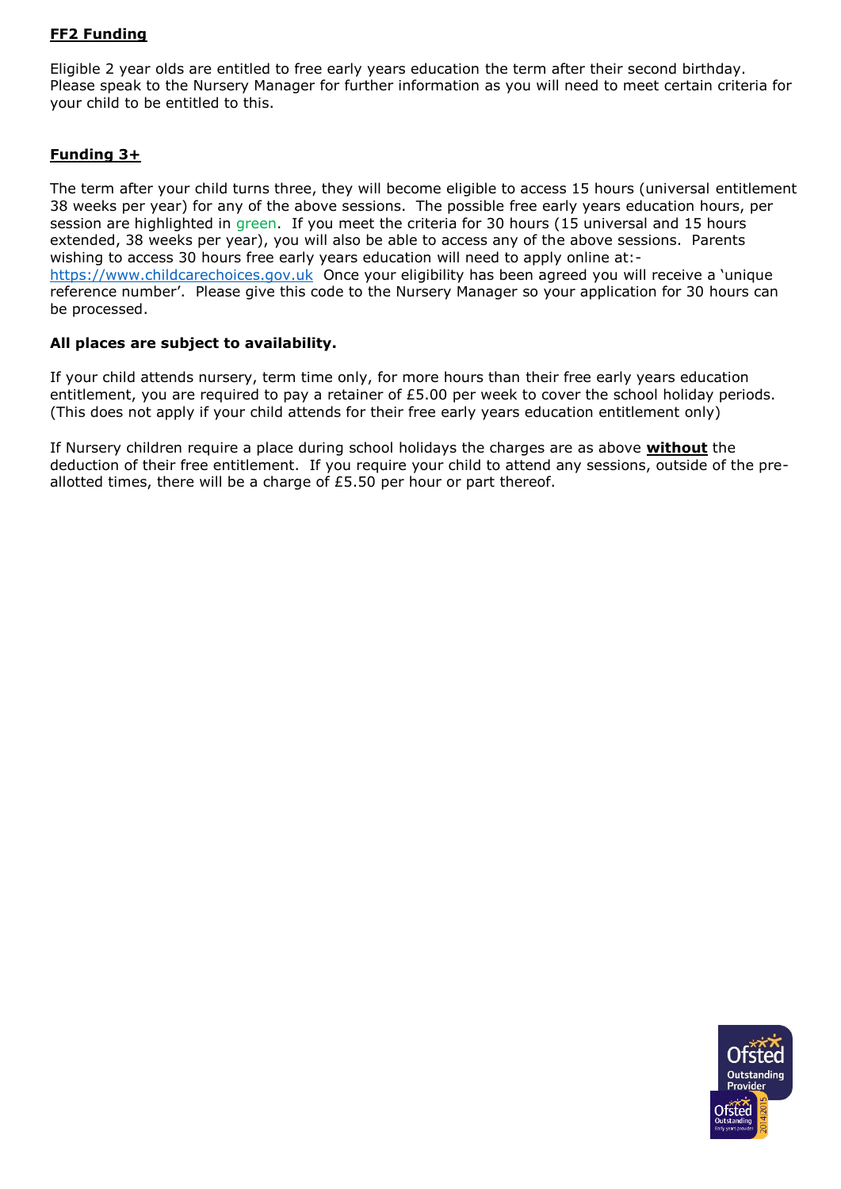## **FF2 Funding**

Eligible 2 year olds are entitled to free early years education the term after their second birthday. Please speak to the Nursery Manager for further information as you will need to meet certain criteria for your child to be entitled to this.

## **Funding 3+**

The term after your child turns three, they will become eligible to access 15 hours (universal entitlement 38 weeks per year) for any of the above sessions. The possible free early years education hours, per session are highlighted in green. If you meet the criteria for 30 hours (15 universal and 15 hours extended, 38 weeks per year), you will also be able to access any of the above sessions. Parents wishing to access 30 hours free early years education will need to apply online at:- https://www.childcarechoices.gov.uk Once your eligibility has been agreed you will receive a 'unique reference number'. Please give this code to the Nursery Manager so your application for 30 hours can be processed.

**All places are subject to availability.**

If your child attends nursery, term time only, for more hours than their free early years education entitlement, you are required to pay a retainer of £5.00 per week to cover the school holiday periods. (This does not apply if your child attends for their free early years education entitlement only)

If Nursery children require a place during school holidays the charges are as above **without** the deduction of their free entitlement. If you require your child to attend any sessions, outside of the pre-allotted times, there will be a charge of £5.50 per hour or part thereof.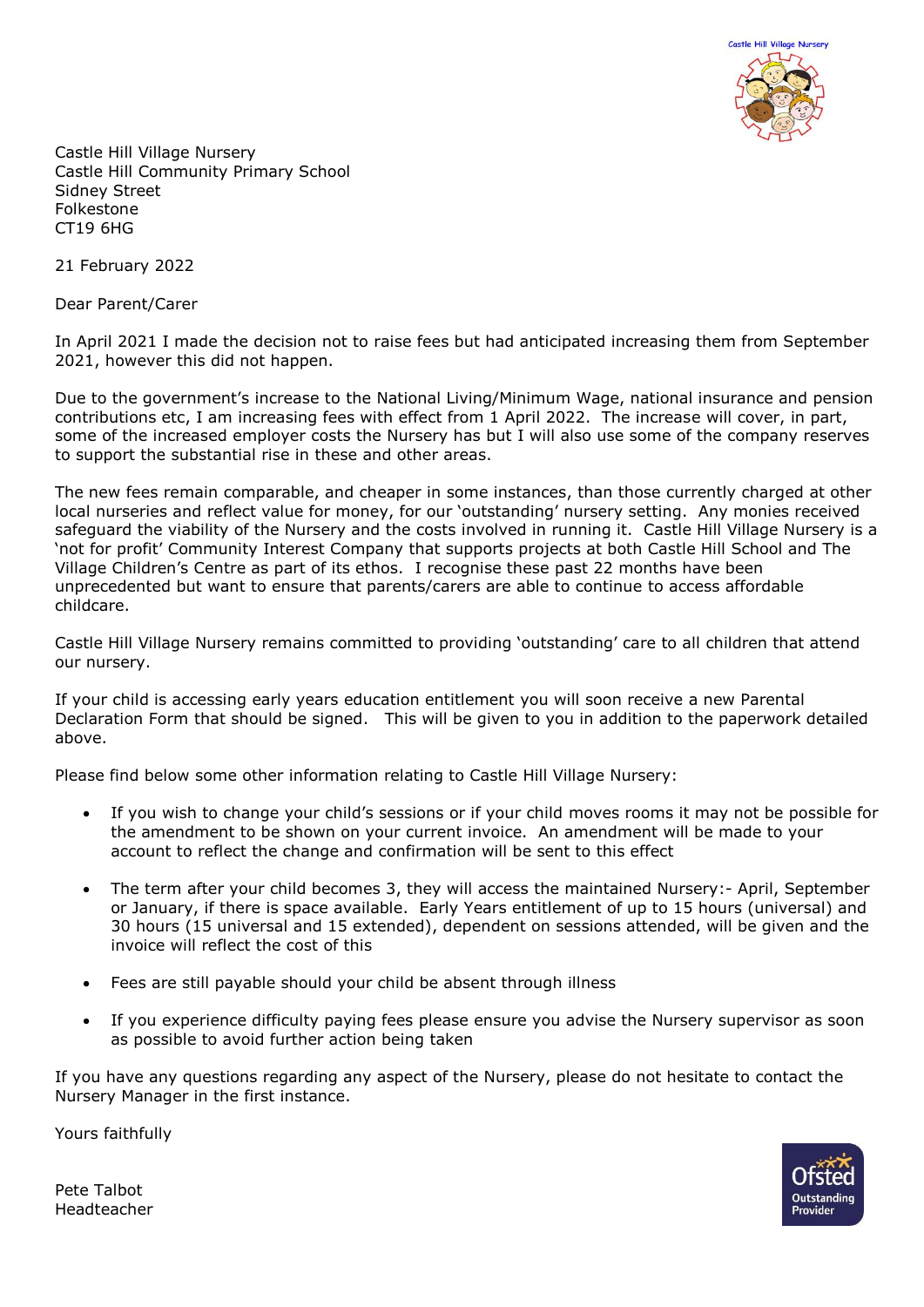Castle Hill Village Nursery
Castle Hill Community Primary School
Sidney Street
Folkestone
CT19 6HG

21 February 2022

Dear Parent/Carer

In April 2021 I made the decision not to raise fees but had anticipated increasing them from September 2021, however this did not happen.

Due to the government's increase to the National Living/Minimum Wage, national insurance and pension contributions etc, I am increasing fees with effect from 1 April 2022. The increase will cover, in part, some of the increased employer costs the Nursery has but I will also use some of the company reserves to support the substantial rise in these and other areas.

The new fees remain comparable, and cheaper in some instances, than those currently charged at other local nurseries and reflect value for money, for our 'outstanding' nursery setting. Any monies received safeguard the viability of the Nursery and the costs involved in running it. Castle Hill Village Nursery is a 'not for profit' Community Interest Company that supports projects at both Castle Hill School and The Village Children's Centre as part of its ethos. I recognise these past 22 months have been unprecedented but want to ensure that parents/carers are able to continue to access affordable childcare.

Castle Hill Village Nursery remains committed to providing 'outstanding' care to all children that attend our nursery.

If your child is accessing early years education entitlement you will soon receive a new Parental Declaration Form that should be signed. This will be given to you in addition to the paperwork detailed above.

Please find below some other information relating to Castle Hill Village Nursery:

- If you wish to change your child's sessions or if your child moves rooms it may not be possible for the amendment to be shown on your current invoice. An amendment will be made to your account to reflect the change and confirmation will be sent to this effect
- The term after your child becomes 3, they will access the maintained Nursery:- April, September or January, if there is space available. Early Years entitlement of up to 15 hours (universal) and 30 hours (15 universal and 15 extended), dependent on sessions attended, will be given and the invoice will reflect the cost of this
- Fees are still payable should your child be absent through illness
- If you experience difficulty paying fees please ensure you advise the Nursery supervisor as soon as possible to avoid further action being taken

If you have any questions regarding any aspect of the Nursery, please do not hesitate to contact the Nursery Manager in the first instance.

Yours faithfully

Pete Talbot
Headteacher